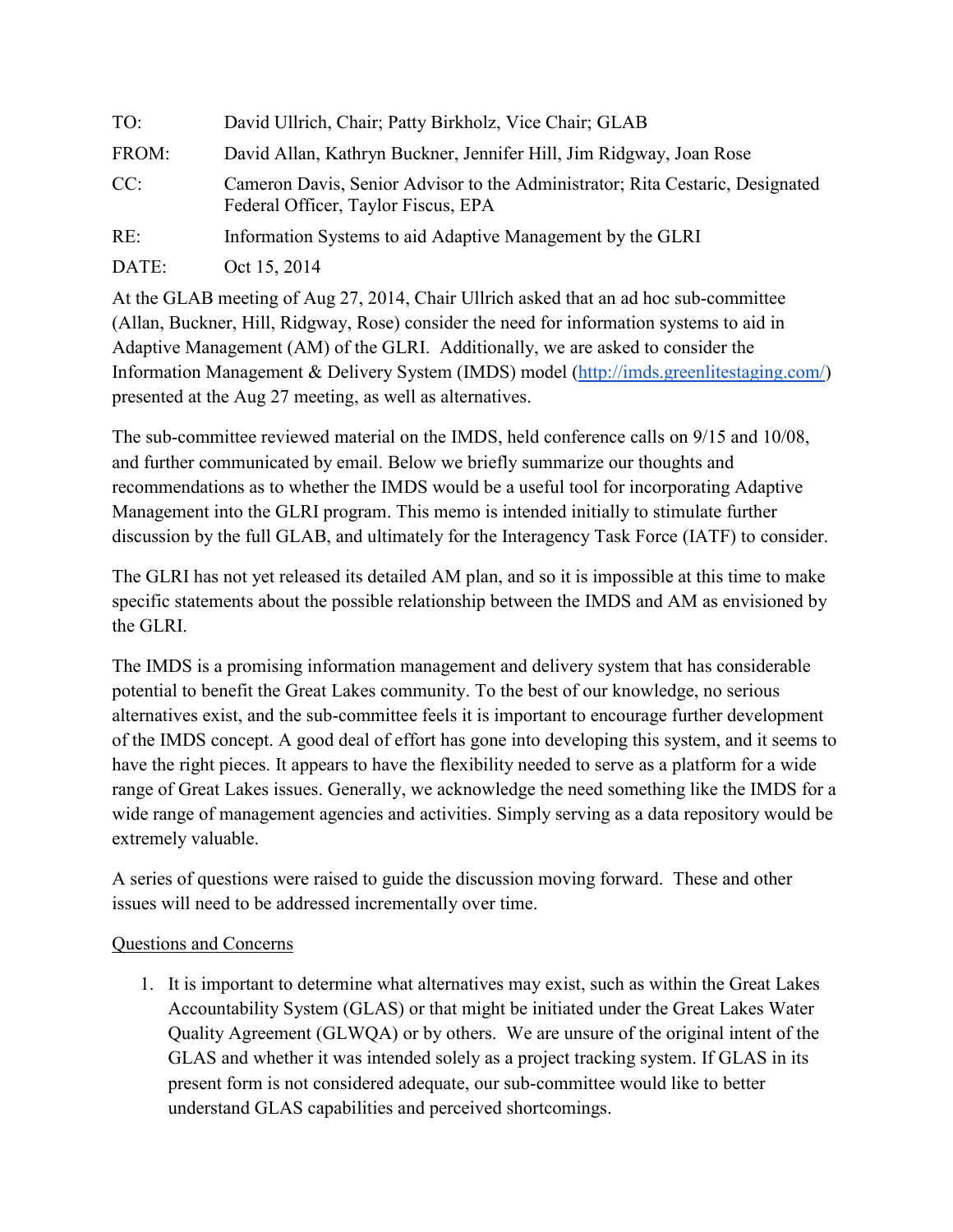TO: David Ullrich, Chair; Patty Birkholz, Vice Chair; GLAB

FROM: David Allan, Kathryn Buckner, Jennifer Hill, Jim Ridgway, Joan Rose

CC: Cameron Davis, Senior Advisor to the Administrator; Rita Cestaric, Designated Federal Officer, Taylor Fiscus, EPA

RE: Information Systems to aid Adaptive Management by the GLRI

DATE: Oct 15, 2014

At the GLAB meeting of Aug 27, 2014, Chair Ullrich asked that an ad hoc sub-committee (Allan, Buckner, Hill, Ridgway, Rose) consider the need for information systems to aid in Adaptive Management (AM) of the GLRI. Additionally, we are asked to consider the Information Management & Delivery System (IMDS) model ([http://imds.greenlitestaging.com/](http://imds.greenlitestaging.com/)) presented at the Aug 27 meeting, as well as alternatives.

The sub-committee reviewed material on the IMDS, held conference calls on 9/15 and 10/08, and further communicated by email. Below we briefly summarize our thoughts and recommendations as to whether the IMDS would be a useful tool for incorporating Adaptive Management into the GLRI program. This memo is intended initially to stimulate further discussion by the full GLAB, and ultimately for the Interagency Task Force (IATF) to consider.

The GLRI has not yet released its detailed AM plan, and so it is impossible at this time to make specific statements about the possible relationship between the IMDS and AM as envisioned by the GLRI.

The IMDS is a promising information management and delivery system that has considerable potential to benefit the Great Lakes community. To the best of our knowledge, no serious alternatives exist, and the sub-committee feels it is important to encourage further development of the IMDS concept. A good deal of effort has gone into developing this system, and it seems to have the right pieces. It appears to have the flexibility needed to serve as a platform for a wide range of Great Lakes issues. Generally, we acknowledge the need something like the IMDS for a wide range of management agencies and activities. Simply serving as a data repository would be extremely valuable.

A series of questions were raised to guide the discussion moving forward. These and other issues will need to be addressed incrementally over time.

<u>Questions and Concerns</u>

1. It is important to determine what alternatives may exist, such as within the Great Lakes Accountability System (GLAS) or that might be initiated under the Great Lakes Water Quality Agreement (GLWQA) or by others. We are unsure of the original intent of the GLAS and whether it was intended solely as a project tracking system. If GLAS in its present form is not considered adequate, our sub-committee would like to better understand GLAS capabilities and perceived shortcomings.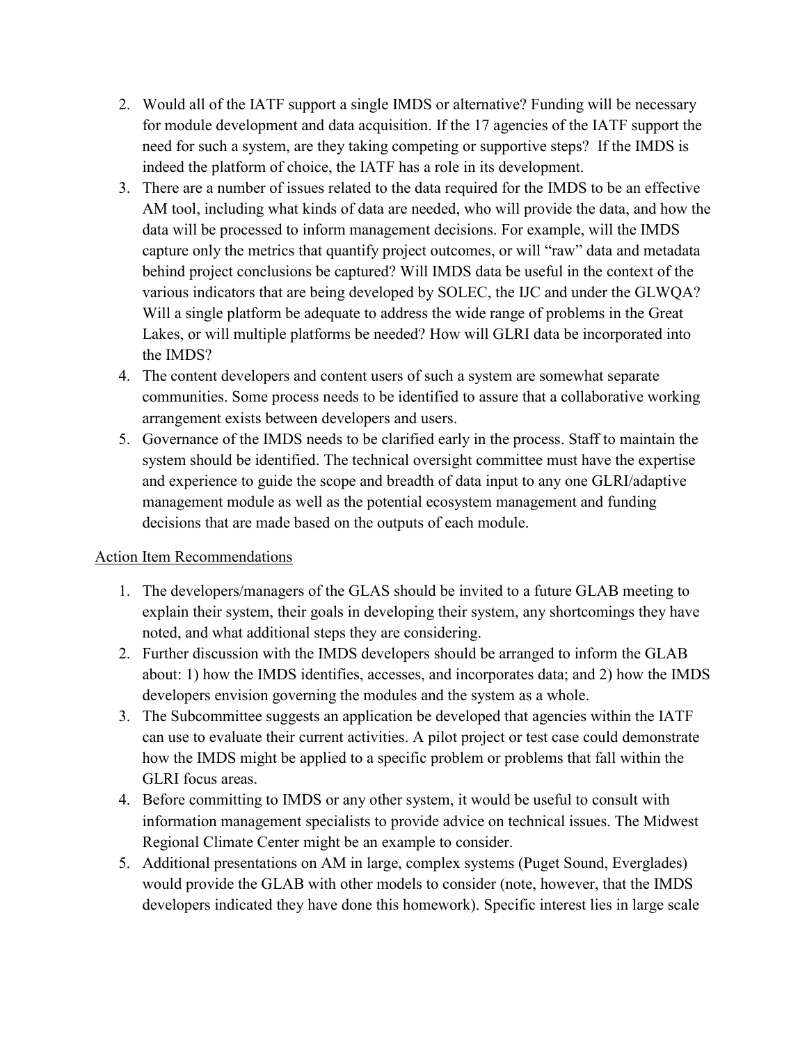2. Would all of the IATF support a single IMDS or alternative? Funding will be necessary for module development and data acquisition. If the 17 agencies of the IATF support the need for such a system, are they taking competing or supportive steps? If the IMDS is indeed the platform of choice, the IATF has a role in its development.
3. There are a number of issues related to the data required for the IMDS to be an effective AM tool, including what kinds of data are needed, who will provide the data, and how the data will be processed to inform management decisions. For example, will the IMDS capture only the metrics that quantify project outcomes, or will "raw" data and metadata behind project conclusions be captured? Will IMDS data be useful in the context of the various indicators that are being developed by SOLEC, the IJC and under the GLWQA? Will a single platform be adequate to address the wide range of problems in the Great Lakes, or will multiple platforms be needed? How will GLRI data be incorporated into the IMDS?
4. The content developers and content users of such a system are somewhat separate communities. Some process needs to be identified to assure that a collaborative working arrangement exists between developers and users.
5. Governance of the IMDS needs to be clarified early in the process. Staff to maintain the system should be identified. The technical oversight committee must have the expertise and experience to guide the scope and breadth of data input to any one GLRI/adaptive management module as well as the potential ecosystem management and funding decisions that are made based on the outputs of each module.

Action Item Recommendations

1. The developers/managers of the GLAS should be invited to a future GLAB meeting to explain their system, their goals in developing their system, any shortcomings they have noted, and what additional steps they are considering.
2. Further discussion with the IMDS developers should be arranged to inform the GLAB about: 1) how the IMDS identifies, accesses, and incorporates data; and 2) how the IMDS developers envision governing the modules and the system as a whole.
3. The Subcommittee suggests an application be developed that agencies within the IATF can use to evaluate their current activities. A pilot project or test case could demonstrate how the IMDS might be applied to a specific problem or problems that fall within the GLRI focus areas.
4. Before committing to IMDS or any other system, it would be useful to consult with information management specialists to provide advice on technical issues. The Midwest Regional Climate Center might be an example to consider.
5. Additional presentations on AM in large, complex systems (Puget Sound, Everglades) would provide the GLAB with other models to consider (note, however, that the IMDS developers indicated they have done this homework). Specific interest lies in large scale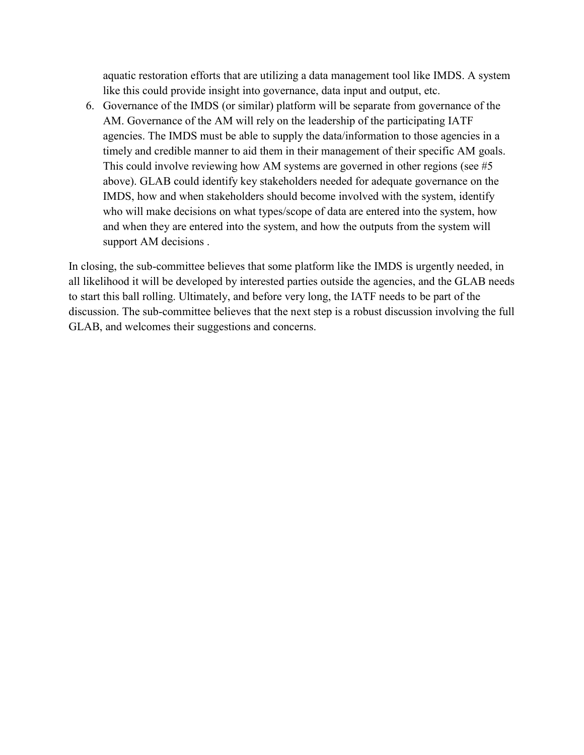aquatic restoration efforts that are utilizing a data management tool like IMDS. A system like this could provide insight into governance, data input and output, etc.

6. Governance of the IMDS (or similar) platform will be separate from governance of the AM. Governance of the AM will rely on the leadership of the participating IATF agencies. The IMDS must be able to supply the data/information to those agencies in a timely and credible manner to aid them in their management of their specific AM goals. This could involve reviewing how AM systems are governed in other regions (see #5 above). GLAB could identify key stakeholders needed for adequate governance on the IMDS, how and when stakeholders should become involved with the system, identify who will make decisions on what types/scope of data are entered into the system, how and when they are entered into the system, and how the outputs from the system will support AM decisions .

In closing, the sub-committee believes that some platform like the IMDS is urgently needed, in all likelihood it will be developed by interested parties outside the agencies, and the GLAB needs to start this ball rolling. Ultimately, and before very long, the IATF needs to be part of the discussion. The sub-committee believes that the next step is a robust discussion involving the full GLAB, and welcomes their suggestions and concerns.